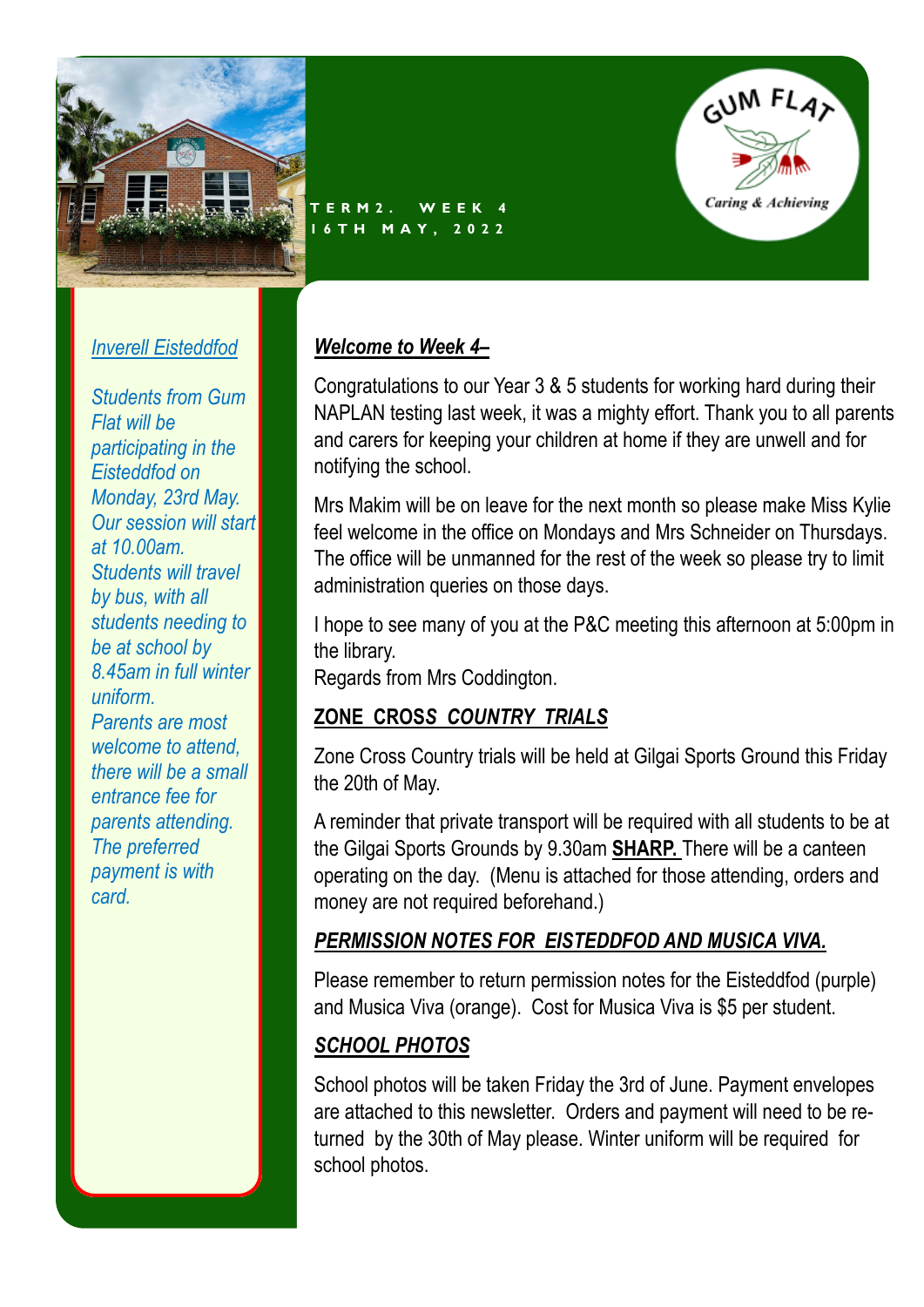GUM FLAT

Caring & Achieving

TERM 2. WEEK 4
16TH MAY, 2022

*Inverell Eisteddfod*

*Students from Gum Flat will be participating in the Eisteddfod on Monday, 23rd May. Our session will start at 10.00am. Students will travel by bus, with all students needing to be at school by 8.45am in full winter uniform. Parents are most welcome to attend, there will be a small entrance fee for parents attending. The preferred payment is with card.*

## ***Welcome to Week 4–***

Congratulations to our Year 3 & 5 students for working hard during their NAPLAN testing last week, it was a mighty effort. Thank you to all parents and carers for keeping your children at home if they are unwell and for notifying the school.

Mrs Makim will be on leave for the next month so please make Miss Kylie feel welcome in the office on Mondays and Mrs Schneider on Thursdays. The office will be unmanned for the rest of the week so please try to limit administration queries on those days.

I hope to see many of you at the P&C meeting this afternoon at 5:00pm in the library.
Regards from Mrs Coddington.

## **ZONE CROSS *COUNTRY TRIALS***

Zone Cross Country trials will be held at Gilgai Sports Ground this Friday the 20th of May.

A reminder that private transport will be required with all students to be at the Gilgai Sports Grounds by 9.30am **SHARP.** There will be a canteen operating on the day. (Menu is attached for those attending, orders and money are not required beforehand.)

## ***PERMISSION NOTES FOR EISTEDDFOD AND MUSICA VIVA.***

Please remember to return permission notes for the Eisteddfod (purple) and Musica Viva (orange). Cost for Musica Viva is $5 per student.

## ***SCHOOL PHOTOS***

School photos will be taken Friday the 3rd of June. Payment envelopes are attached to this newsletter. Orders and payment will need to be returned by the 30th of May please. Winter uniform will be required for school photos.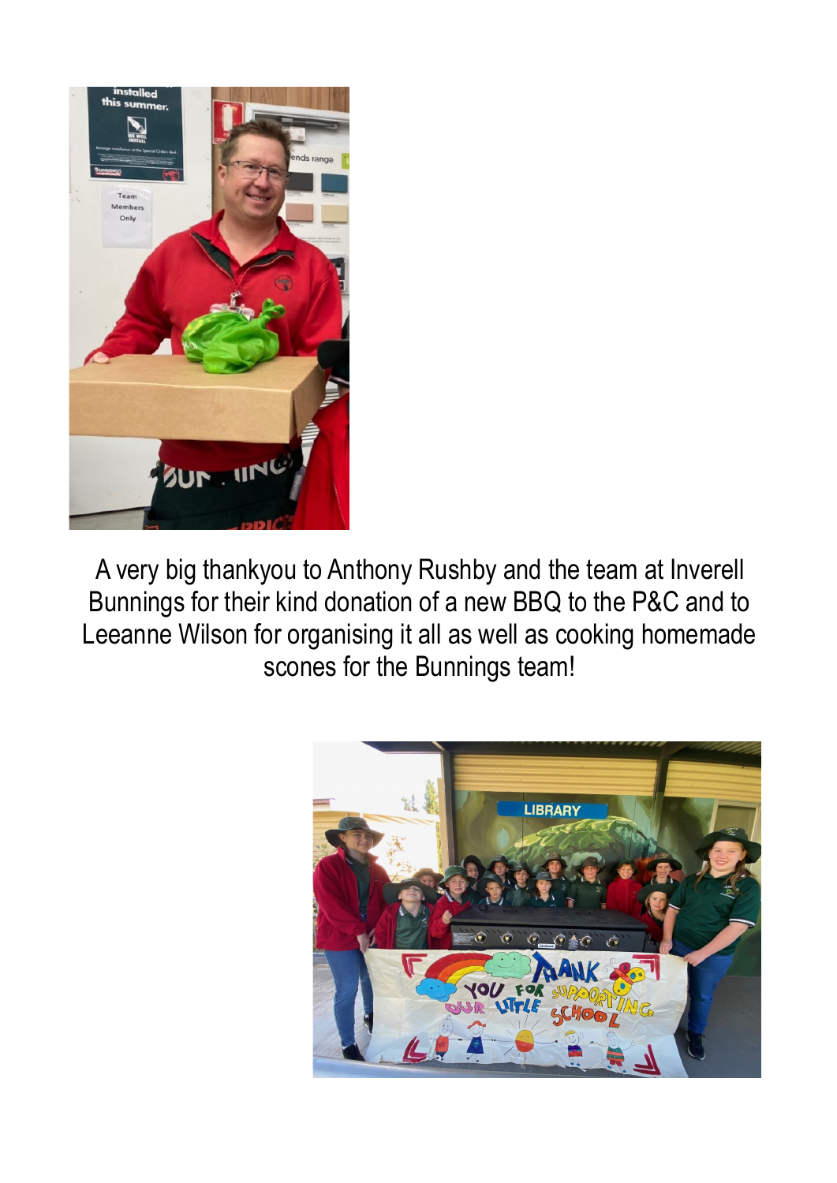A very big thankyou to Anthony Rushby and the team at Inverell Bunnings for their kind donation of a new BBQ to the P&C and to Leeanne Wilson for organising it all as well as cooking homemade scones for the Bunnings team!